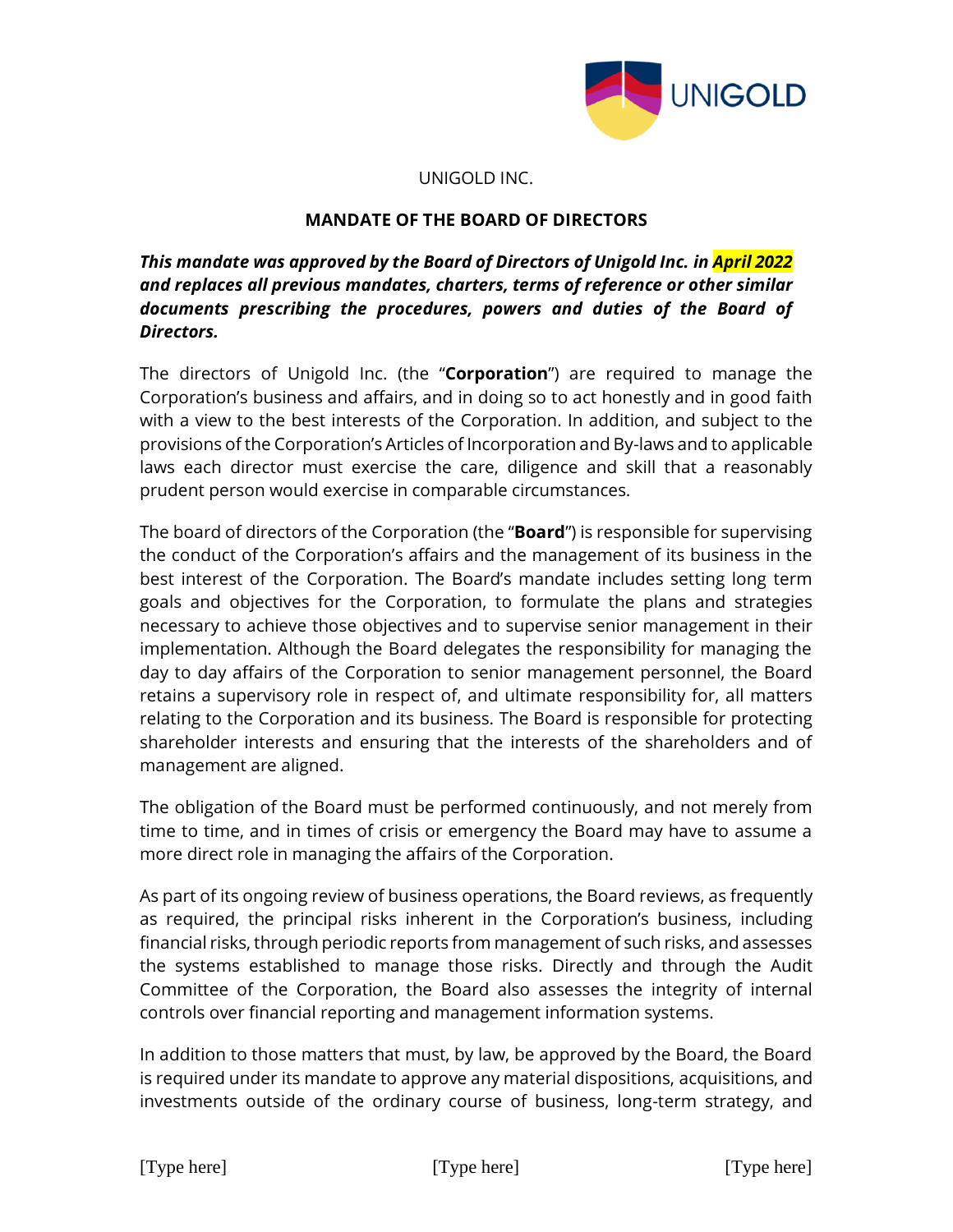UNIGOLD INC.

## MANDATE OF THE BOARD OF DIRECTORS

***This mandate was approved by the Board of Directors of Unigold Inc. in April 2022 and replaces all previous mandates, charters, terms of reference or other similar documents prescribing the procedures, powers and duties of the Board of Directors.***

The directors of Unigold Inc. (the "**Corporation**") are required to manage the Corporation's business and affairs, and in doing so to act honestly and in good faith with a view to the best interests of the Corporation. In addition, and subject to the provisions of the Corporation's Articles of Incorporation and By-laws and to applicable laws each director must exercise the care, diligence and skill that a reasonably prudent person would exercise in comparable circumstances.

The board of directors of the Corporation (the "**Board**") is responsible for supervising the conduct of the Corporation's affairs and the management of its business in the best interest of the Corporation. The Board's mandate includes setting long term goals and objectives for the Corporation, to formulate the plans and strategies necessary to achieve those objectives and to supervise senior management in their implementation. Although the Board delegates the responsibility for managing the day to day affairs of the Corporation to senior management personnel, the Board retains a supervisory role in respect of, and ultimate responsibility for, all matters relating to the Corporation and its business. The Board is responsible for protecting shareholder interests and ensuring that the interests of the shareholders and of management are aligned.

The obligation of the Board must be performed continuously, and not merely from time to time, and in times of crisis or emergency the Board may have to assume a more direct role in managing the affairs of the Corporation.

As part of its ongoing review of business operations, the Board reviews, as frequently as required, the principal risks inherent in the Corporation's business, including financial risks, through periodic reports from management of such risks, and assesses the systems established to manage those risks. Directly and through the Audit Committee of the Corporation, the Board also assesses the integrity of internal controls over financial reporting and management information systems.

In addition to those matters that must, by law, be approved by the Board, the Board is required under its mandate to approve any material dispositions, acquisitions, and investments outside of the ordinary course of business, long-term strategy, and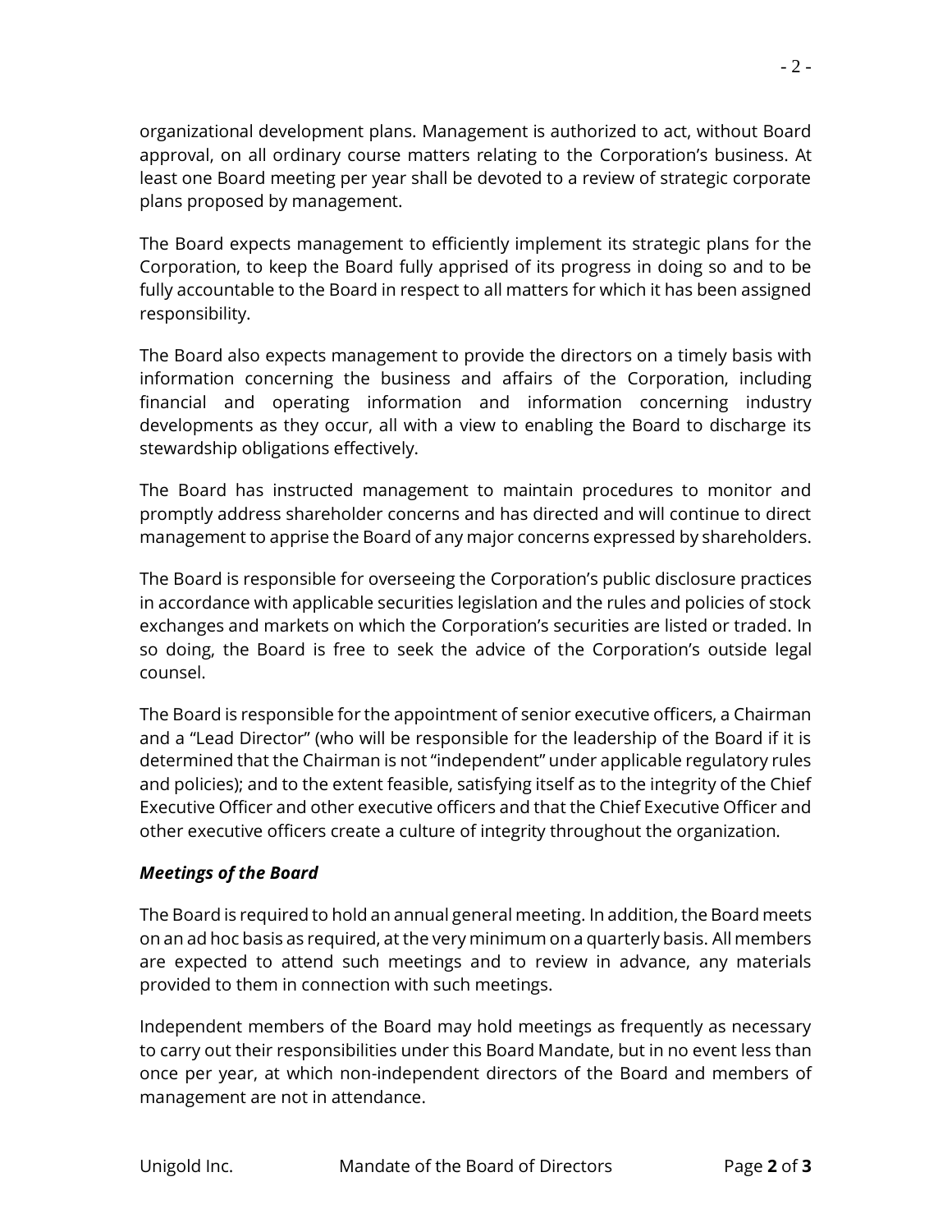organizational development plans. Management is authorized to act, without Board approval, on all ordinary course matters relating to the Corporation's business. At least one Board meeting per year shall be devoted to a review of strategic corporate plans proposed by management.

The Board expects management to efficiently implement its strategic plans for the Corporation, to keep the Board fully apprised of its progress in doing so and to be fully accountable to the Board in respect to all matters for which it has been assigned responsibility.

The Board also expects management to provide the directors on a timely basis with information concerning the business and affairs of the Corporation, including financial and operating information and information concerning industry developments as they occur, all with a view to enabling the Board to discharge its stewardship obligations effectively.

The Board has instructed management to maintain procedures to monitor and promptly address shareholder concerns and has directed and will continue to direct management to apprise the Board of any major concerns expressed by shareholders.

The Board is responsible for overseeing the Corporation's public disclosure practices in accordance with applicable securities legislation and the rules and policies of stock exchanges and markets on which the Corporation's securities are listed or traded. In so doing, the Board is free to seek the advice of the Corporation's outside legal counsel.

The Board is responsible for the appointment of senior executive officers, a Chairman and a "Lead Director" (who will be responsible for the leadership of the Board if it is determined that the Chairman is not "independent" under applicable regulatory rules and policies); and to the extent feasible, satisfying itself as to the integrity of the Chief Executive Officer and other executive officers and that the Chief Executive Officer and other executive officers create a culture of integrity throughout the organization.

***Meetings of the Board***

The Board is required to hold an annual general meeting. In addition, the Board meets on an ad hoc basis as required, at the very minimum on a quarterly basis. All members are expected to attend such meetings and to review in advance, any materials provided to them in connection with such meetings.

Independent members of the Board may hold meetings as frequently as necessary to carry out their responsibilities under this Board Mandate, but in no event less than once per year, at which non-independent directors of the Board and members of management are not in attendance.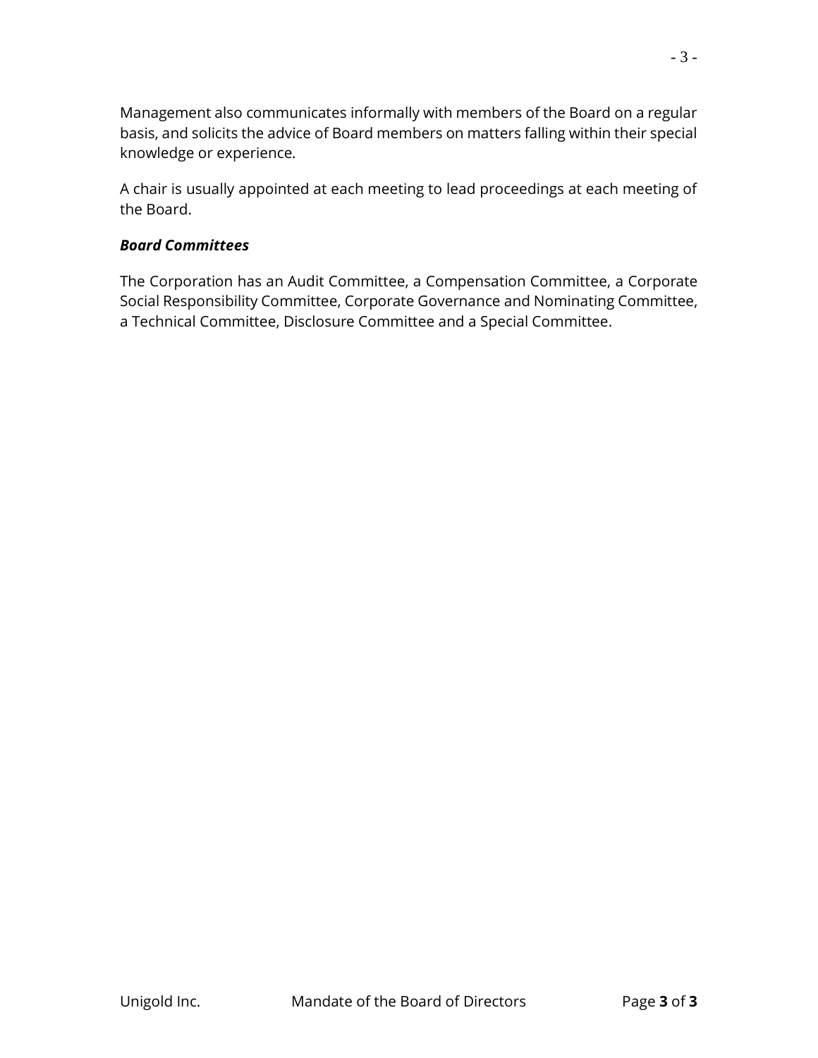Management also communicates informally with members of the Board on a regular basis, and solicits the advice of Board members on matters falling within their special knowledge or experience.

A chair is usually appointed at each meeting to lead proceedings at each meeting of the Board.

***Board Committees***

The Corporation has an Audit Committee, a Compensation Committee, a Corporate Social Responsibility Committee, Corporate Governance and Nominating Committee, a Technical Committee, Disclosure Committee and a Special Committee.